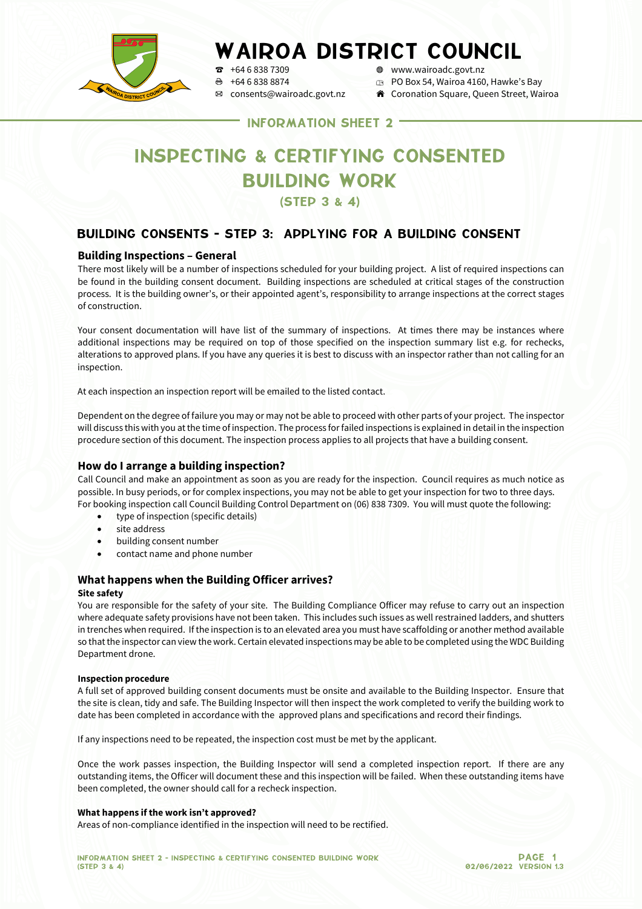# WAIROA DISTRICT COUNCIL

☎ +64 6 838 7309
🖷 +64 6 838 8874
✉ consents@wairoadc.govt.nz
🌐 www.wairoadc.govt.nz
PO Box 54, Wairoa 4160, Hawke's Bay
Coronation Square, Queen Street, Wairoa

INFORMATION SHEET 2

# INSPECTING & CERTIFYING CONSENTED BUILDING WORK

(STEP 3 & 4)

## BUILDING CONSENTS - STEP 3: APPLYING FOR A BUILDING CONSENT

### Building Inspections – General

There most likely will be a number of inspections scheduled for your building project. A list of required inspections can be found in the building consent document. Building inspections are scheduled at critical stages of the construction process. It is the building owner's, or their appointed agent's, responsibility to arrange inspections at the correct stages of construction.

Your consent documentation will have list of the summary of inspections. At times there may be instances where additional inspections may be required on top of those specified on the inspection summary list e.g. for rechecks, alterations to approved plans. If you have any queries it is best to discuss with an inspector rather than not calling for an inspection.

At each inspection an inspection report will be emailed to the listed contact.

Dependent on the degree of failure you may or may not be able to proceed with other parts of your project. The inspector will discuss this with you at the time of inspection. The process for failed inspections is explained in detail in the inspection procedure section of this document. The inspection process applies to all projects that have a building consent.

### How do I arrange a building inspection?

Call Council and make an appointment as soon as you are ready for the inspection. Council requires as much notice as possible. In busy periods, or for complex inspections, you may not be able to get your inspection for two to three days. For booking inspection call Council Building Control Department on (06) 838 7309. You will must quote the following:

- type of inspection (specific details)
- site address
- building consent number
- contact name and phone number

### What happens when the Building Officer arrives?

**Site safety**

You are responsible for the safety of your site. The Building Compliance Officer may refuse to carry out an inspection where adequate safety provisions have not been taken. This includes such issues as well restrained ladders, and shutters in trenches when required. If the inspection is to an elevated area you must have scaffolding or another method available so that the inspector can view the work. Certain elevated inspections may be able to be completed using the WDC Building Department drone.

**Inspection procedure**

A full set of approved building consent documents must be onsite and available to the Building Inspector. Ensure that the site is clean, tidy and safe. The Building Inspector will then inspect the work completed to verify the building work to date has been completed in accordance with the approved plans and specifications and record their findings.

If any inspections need to be repeated, the inspection cost must be met by the applicant.

Once the work passes inspection, the Building Inspector will send a completed inspection report. If there are any outstanding items, the Officer will document these and this inspection will be failed. When these outstanding items have been completed, the owner should call for a recheck inspection.

**What happens if the work isn't approved?**

Areas of non-compliance identified in the inspection will need to be rectified.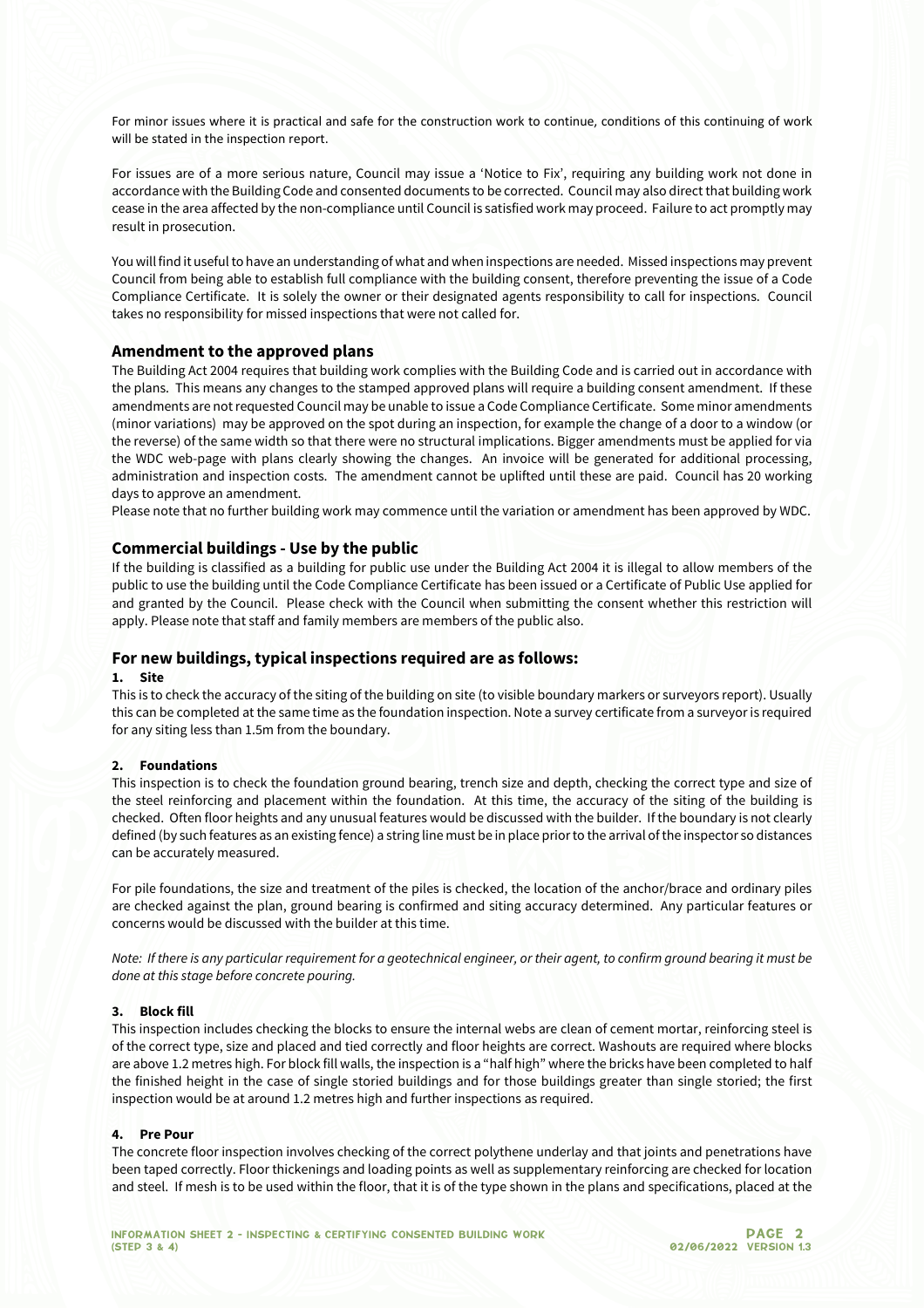For minor issues where it is practical and safe for the construction work to continue, conditions of this continuing of work will be stated in the inspection report.

For issues are of a more serious nature, Council may issue a 'Notice to Fix', requiring any building work not done in accordance with the Building Code and consented documents to be corrected. Council may also direct that building work cease in the area affected by the non-compliance until Council is satisfied work may proceed. Failure to act promptly may result in prosecution.

You will find it useful to have an understanding of what and when inspections are needed. Missed inspections may prevent Council from being able to establish full compliance with the building consent, therefore preventing the issue of a Code Compliance Certificate. It is solely the owner or their designated agents responsibility to call for inspections. Council takes no responsibility for missed inspections that were not called for.

## Amendment to the approved plans

The Building Act 2004 requires that building work complies with the Building Code and is carried out in accordance with the plans. This means any changes to the stamped approved plans will require a building consent amendment. If these amendments are not requested Council may be unable to issue a Code Compliance Certificate. Some minor amendments (minor variations) may be approved on the spot during an inspection, for example the change of a door to a window (or the reverse) of the same width so that there were no structural implications. Bigger amendments must be applied for via the WDC web-page with plans clearly showing the changes. An invoice will be generated for additional processing, administration and inspection costs. The amendment cannot be uplifted until these are paid. Council has 20 working days to approve an amendment.

Please note that no further building work may commence until the variation or amendment has been approved by WDC.

## Commercial buildings - Use by the public

If the building is classified as a building for public use under the Building Act 2004 it is illegal to allow members of the public to use the building until the Code Compliance Certificate has been issued or a Certificate of Public Use applied for and granted by the Council. Please check with the Council when submitting the consent whether this restriction will apply. Please note that staff and family members are members of the public also.

## For new buildings, typical inspections required are as follows:

### 1. Site

This is to check the accuracy of the siting of the building on site (to visible boundary markers or surveyors report). Usually this can be completed at the same time as the foundation inspection. Note a survey certificate from a surveyor is required for any siting less than 1.5m from the boundary.

### 2. Foundations

This inspection is to check the foundation ground bearing, trench size and depth, checking the correct type and size of the steel reinforcing and placement within the foundation. At this time, the accuracy of the siting of the building is checked. Often floor heights and any unusual features would be discussed with the builder. If the boundary is not clearly defined (by such features as an existing fence) a string line must be in place prior to the arrival of the inspector so distances can be accurately measured.

For pile foundations, the size and treatment of the piles is checked, the location of the anchor/brace and ordinary piles are checked against the plan, ground bearing is confirmed and siting accuracy determined. Any particular features or concerns would be discussed with the builder at this time.

*Note: If there is any particular requirement for a geotechnical engineer, or their agent, to confirm ground bearing it must be done at this stage before concrete pouring.*

### 3. Block fill

This inspection includes checking the blocks to ensure the internal webs are clean of cement mortar, reinforcing steel is of the correct type, size and placed and tied correctly and floor heights are correct. Washouts are required where blocks are above 1.2 metres high. For block fill walls, the inspection is a "half high" where the bricks have been completed to half the finished height in the case of single storied buildings and for those buildings greater than single storied; the first inspection would be at around 1.2 metres high and further inspections as required.

### 4. Pre Pour

The concrete floor inspection involves checking of the correct polythene underlay and that joints and penetrations have been taped correctly. Floor thickenings and loading points as well as supplementary reinforcing are checked for location and steel. If mesh is to be used within the floor, that it is of the type shown in the plans and specifications, placed at the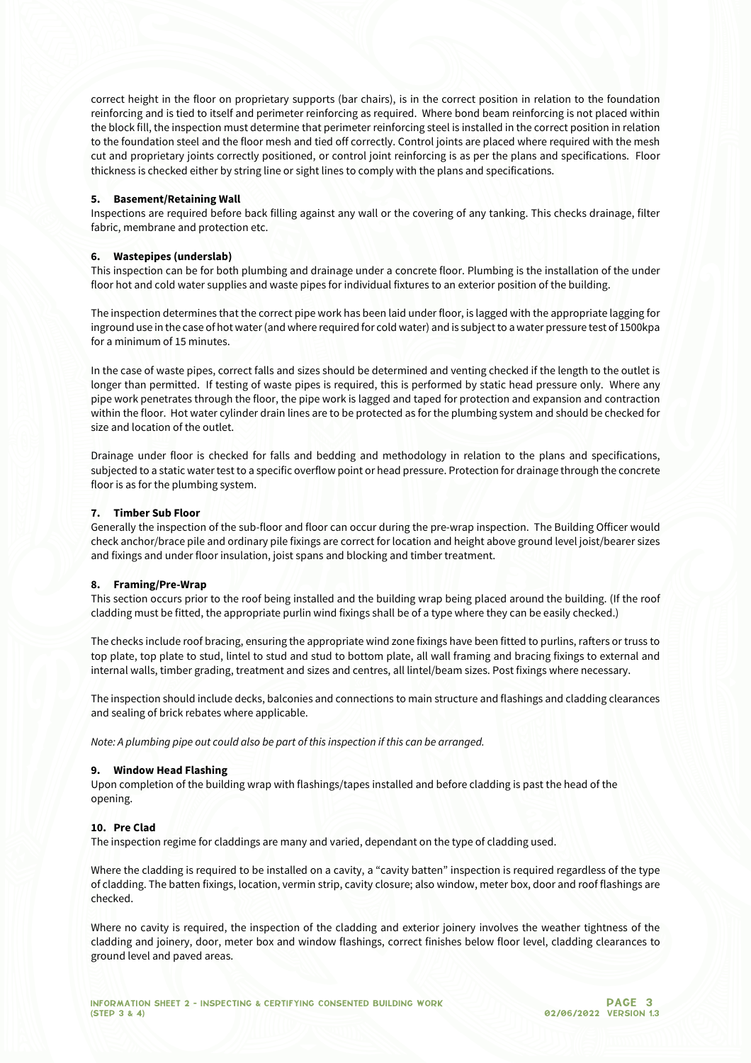correct height in the floor on proprietary supports (bar chairs), is in the correct position in relation to the foundation reinforcing and is tied to itself and perimeter reinforcing as required. Where bond beam reinforcing is not placed within the block fill, the inspection must determine that perimeter reinforcing steel is installed in the correct position in relation to the foundation steel and the floor mesh and tied off correctly. Control joints are placed where required with the mesh cut and proprietary joints correctly positioned, or control joint reinforcing is as per the plans and specifications. Floor thickness is checked either by string line or sight lines to comply with the plans and specifications.

**5. Basement/Retaining Wall**

Inspections are required before back filling against any wall or the covering of any tanking. This checks drainage, filter fabric, membrane and protection etc.

**6. Wastepipes (underslab)**

This inspection can be for both plumbing and drainage under a concrete floor. Plumbing is the installation of the under floor hot and cold water supplies and waste pipes for individual fixtures to an exterior position of the building.

The inspection determines that the correct pipe work has been laid under floor, is lagged with the appropriate lagging for inground use in the case of hot water (and where required for cold water) and is subject to a water pressure test of 1500kpa for a minimum of 15 minutes.

In the case of waste pipes, correct falls and sizes should be determined and venting checked if the length to the outlet is longer than permitted. If testing of waste pipes is required, this is performed by static head pressure only. Where any pipe work penetrates through the floor, the pipe work is lagged and taped for protection and expansion and contraction within the floor. Hot water cylinder drain lines are to be protected as for the plumbing system and should be checked for size and location of the outlet.

Drainage under floor is checked for falls and bedding and methodology in relation to the plans and specifications, subjected to a static water test to a specific overflow point or head pressure. Protection for drainage through the concrete floor is as for the plumbing system.

**7. Timber Sub Floor**

Generally the inspection of the sub-floor and floor can occur during the pre-wrap inspection. The Building Officer would check anchor/brace pile and ordinary pile fixings are correct for location and height above ground level joist/bearer sizes and fixings and under floor insulation, joist spans and blocking and timber treatment.

**8. Framing/Pre-Wrap**

This section occurs prior to the roof being installed and the building wrap being placed around the building. (If the roof cladding must be fitted, the appropriate purlin wind fixings shall be of a type where they can be easily checked.)

The checks include roof bracing, ensuring the appropriate wind zone fixings have been fitted to purlins, rafters or truss to top plate, top plate to stud, lintel to stud and stud to bottom plate, all wall framing and bracing fixings to external and internal walls, timber grading, treatment and sizes and centres, all lintel/beam sizes. Post fixings where necessary.

The inspection should include decks, balconies and connections to main structure and flashings and cladding clearances and sealing of brick rebates where applicable.

*Note: A plumbing pipe out could also be part of this inspection if this can be arranged.*

**9. Window Head Flashing**

Upon completion of the building wrap with flashings/tapes installed and before cladding is past the head of the opening.

**10. Pre Clad**

The inspection regime for claddings are many and varied, dependant on the type of cladding used.

Where the cladding is required to be installed on a cavity, a "cavity batten" inspection is required regardless of the type of cladding. The batten fixings, location, vermin strip, cavity closure; also window, meter box, door and roof flashings are checked.

Where no cavity is required, the inspection of the cladding and exterior joinery involves the weather tightness of the cladding and joinery, door, meter box and window flashings, correct finishes below floor level, cladding clearances to ground level and paved areas.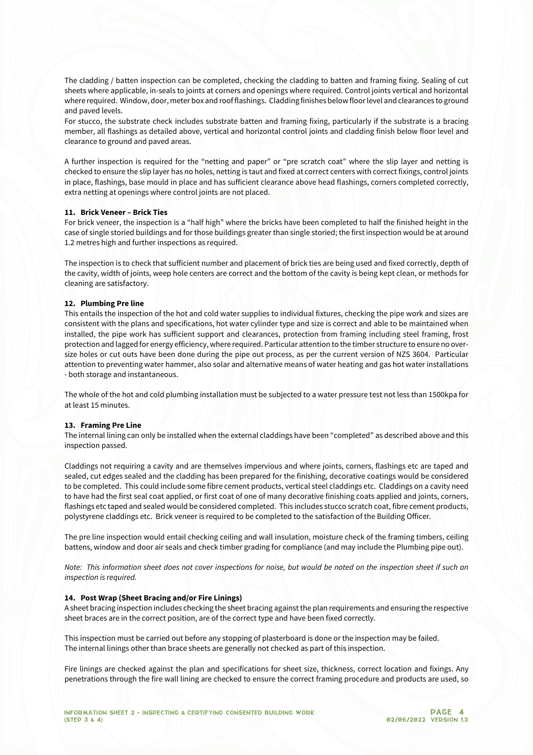The cladding / batten inspection can be completed, checking the cladding to batten and framing fixing. Sealing of cut sheets where applicable, in-seals to joints at corners and openings where required. Control joints vertical and horizontal where required. Window, door, meter box and roof flashings. Cladding finishes below floor level and clearances to ground and paved levels.
For stucco, the substrate check includes substrate batten and framing fixing, particularly if the substrate is a bracing member, all flashings as detailed above, vertical and horizontal control joints and cladding finish below floor level and clearance to ground and paved areas.

A further inspection is required for the "netting and paper" or "pre scratch coat" where the slip layer and netting is checked to ensure the slip layer has no holes, netting is taut and fixed at correct centers with correct fixings, control joints in place, flashings, base mould in place and has sufficient clearance above head flashings, corners completed correctly, extra netting at openings where control joints are not placed.

### 11. Brick Veneer – Brick Ties

For brick veneer, the inspection is a "half high" where the bricks have been completed to half the finished height in the case of single storied buildings and for those buildings greater than single storied; the first inspection would be at around 1.2 metres high and further inspections as required.

The inspection is to check that sufficient number and placement of brick ties are being used and fixed correctly, depth of the cavity, width of joints, weep hole centers are correct and the bottom of the cavity is being kept clean, or methods for cleaning are satisfactory.

### 12. Plumbing Pre line

This entails the inspection of the hot and cold water supplies to individual fixtures, checking the pipe work and sizes are consistent with the plans and specifications, hot water cylinder type and size is correct and able to be maintained when installed, the pipe work has sufficient support and clearances, protection from framing including steel framing, frost protection and lagged for energy efficiency, where required. Particular attention to the timber structure to ensure no over-size holes or cut outs have been done during the pipe out process, as per the current version of NZS 3604. Particular attention to preventing water hammer, also solar and alternative means of water heating and gas hot water installations - both storage and instantaneous.

The whole of the hot and cold plumbing installation must be subjected to a water pressure test not less than 1500kpa for at least 15 minutes.

### 13. Framing Pre Line

The internal lining can only be installed when the external claddings have been "completed" as described above and this inspection passed.

Claddings not requiring a cavity and are themselves impervious and where joints, corners, flashings etc are taped and sealed, cut edges sealed and the cladding has been prepared for the finishing, decorative coatings would be considered to be completed. This could include some fibre cement products, vertical steel claddings etc. Claddings on a cavity need to have had the first seal coat applied, or first coat of one of many decorative finishing coats applied and joints, corners, flashings etc taped and sealed would be considered completed. This includes stucco scratch coat, fibre cement products, polystyrene claddings etc. Brick veneer is required to be completed to the satisfaction of the Building Officer.

The pre line inspection would entail checking ceiling and wall insulation, moisture check of the framing timbers, ceiling battens, window and door air seals and check timber grading for compliance (and may include the Plumbing pipe out).

*Note: This information sheet does not cover inspections for noise, but would be noted on the inspection sheet if such an inspection is required.*

### 14. Post Wrap (Sheet Bracing and/or Fire Linings)

A sheet bracing inspection includes checking the sheet bracing against the plan requirements and ensuring the respective sheet braces are in the correct position, are of the correct type and have been fixed correctly.

This inspection must be carried out before any stopping of plasterboard is done or the inspection may be failed.
The internal linings other than brace sheets are generally not checked as part of this inspection.

Fire linings are checked against the plan and specifications for sheet size, thickness, correct location and fixings. Any penetrations through the fire wall lining are checked to ensure the correct framing procedure and products are used, so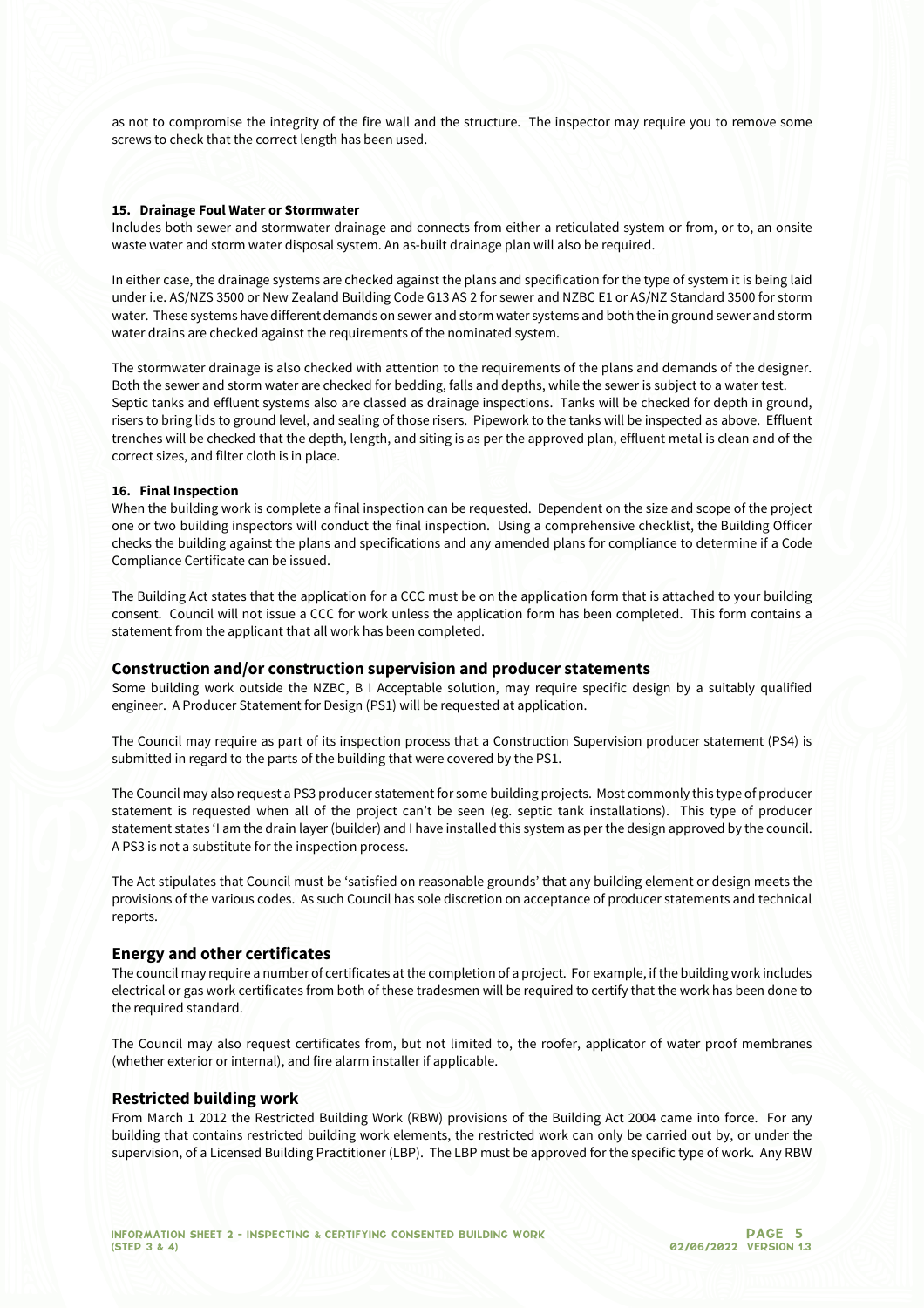as not to compromise the integrity of the fire wall and the structure. The inspector may require you to remove some screws to check that the correct length has been used.

#### 15. Drainage Foul Water or Stormwater

Includes both sewer and stormwater drainage and connects from either a reticulated system or from, or to, an onsite waste water and storm water disposal system. An as-built drainage plan will also be required.

In either case, the drainage systems are checked against the plans and specification for the type of system it is being laid under i.e. AS/NZS 3500 or New Zealand Building Code G13 AS 2 for sewer and NZBC E1 or AS/NZ Standard 3500 for storm water. These systems have different demands on sewer and storm water systems and both the in ground sewer and storm water drains are checked against the requirements of the nominated system.

The stormwater drainage is also checked with attention to the requirements of the plans and demands of the designer. Both the sewer and storm water are checked for bedding, falls and depths, while the sewer is subject to a water test. Septic tanks and effluent systems also are classed as drainage inspections. Tanks will be checked for depth in ground, risers to bring lids to ground level, and sealing of those risers. Pipework to the tanks will be inspected as above. Effluent trenches will be checked that the depth, length, and siting is as per the approved plan, effluent metal is clean and of the correct sizes, and filter cloth is in place.

#### 16. Final Inspection

When the building work is complete a final inspection can be requested. Dependent on the size and scope of the project one or two building inspectors will conduct the final inspection. Using a comprehensive checklist, the Building Officer checks the building against the plans and specifications and any amended plans for compliance to determine if a Code Compliance Certificate can be issued.

The Building Act states that the application for a CCC must be on the application form that is attached to your building consent. Council will not issue a CCC for work unless the application form has been completed. This form contains a statement from the applicant that all work has been completed.

## Construction and/or construction supervision and producer statements

Some building work outside the NZBC, B I Acceptable solution, may require specific design by a suitably qualified engineer. A Producer Statement for Design (PS1) will be requested at application.

The Council may require as part of its inspection process that a Construction Supervision producer statement (PS4) is submitted in regard to the parts of the building that were covered by the PS1.

The Council may also request a PS3 producer statement for some building projects. Most commonly this type of producer statement is requested when all of the project can't be seen (eg. septic tank installations). This type of producer statement states 'I am the drain layer (builder) and I have installed this system as per the design approved by the council. A PS3 is not a substitute for the inspection process.

The Act stipulates that Council must be 'satisfied on reasonable grounds' that any building element or design meets the provisions of the various codes. As such Council has sole discretion on acceptance of producer statements and technical reports.

## Energy and other certificates

The council may require a number of certificates at the completion of a project. For example, if the building work includes electrical or gas work certificates from both of these tradesmen will be required to certify that the work has been done to the required standard.

The Council may also request certificates from, but not limited to, the roofer, applicator of water proof membranes (whether exterior or internal), and fire alarm installer if applicable.

## Restricted building work

From March 1 2012 the Restricted Building Work (RBW) provisions of the Building Act 2004 came into force. For any building that contains restricted building work elements, the restricted work can only be carried out by, or under the supervision, of a Licensed Building Practitioner (LBP). The LBP must be approved for the specific type of work. Any RBW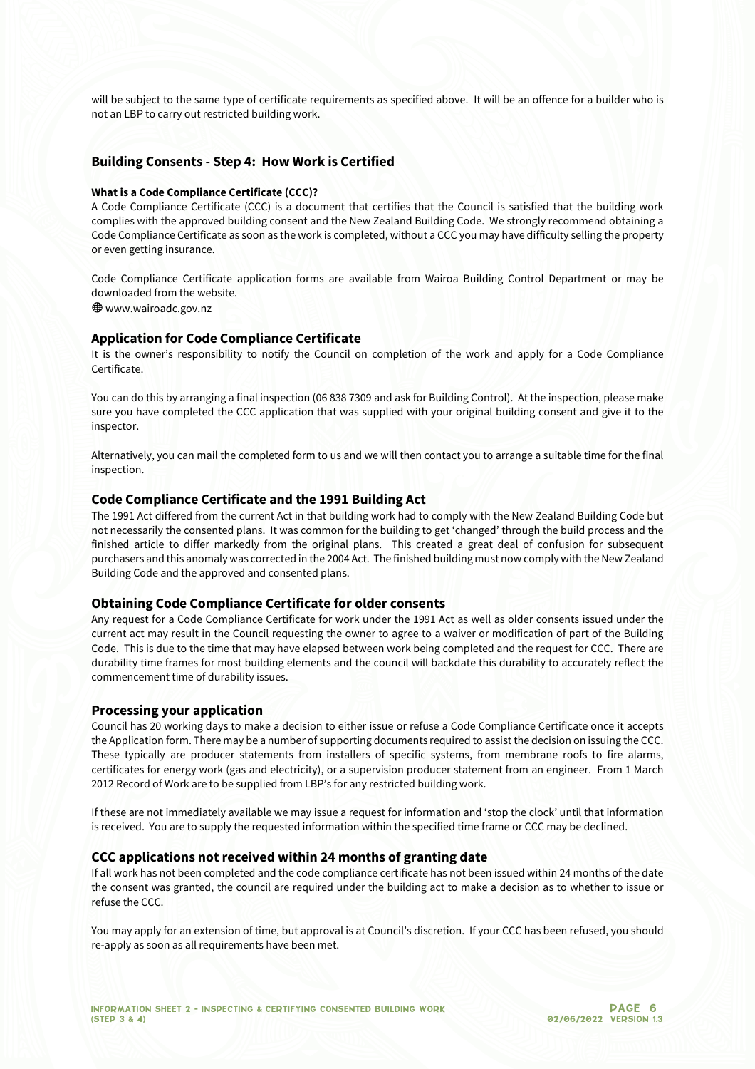will be subject to the same type of certificate requirements as specified above. It will be an offence for a builder who is not an LBP to carry out restricted building work.

## Building Consents - Step 4: How Work is Certified

**What is a Code Compliance Certificate (CCC)?**

A Code Compliance Certificate (CCC) is a document that certifies that the Council is satisfied that the building work complies with the approved building consent and the New Zealand Building Code. We strongly recommend obtaining a Code Compliance Certificate as soon as the work is completed, without a CCC you may have difficulty selling the property or even getting insurance.

Code Compliance Certificate application forms are available from Wairoa Building Control Department or may be downloaded from the website.

🌐 www.wairoadc.gov.nz

## Application for Code Compliance Certificate

It is the owner's responsibility to notify the Council on completion of the work and apply for a Code Compliance Certificate.

You can do this by arranging a final inspection (06 838 7309 and ask for Building Control). At the inspection, please make sure you have completed the CCC application that was supplied with your original building consent and give it to the inspector.

Alternatively, you can mail the completed form to us and we will then contact you to arrange a suitable time for the final inspection.

## Code Compliance Certificate and the 1991 Building Act

The 1991 Act differed from the current Act in that building work had to comply with the New Zealand Building Code but not necessarily the consented plans. It was common for the building to get 'changed' through the build process and the finished article to differ markedly from the original plans. This created a great deal of confusion for subsequent purchasers and this anomaly was corrected in the 2004 Act. The finished building must now comply with the New Zealand Building Code and the approved and consented plans.

## Obtaining Code Compliance Certificate for older consents

Any request for a Code Compliance Certificate for work under the 1991 Act as well as older consents issued under the current act may result in the Council requesting the owner to agree to a waiver or modification of part of the Building Code. This is due to the time that may have elapsed between work being completed and the request for CCC. There are durability time frames for most building elements and the council will backdate this durability to accurately reflect the commencement time of durability issues.

## Processing your application

Council has 20 working days to make a decision to either issue or refuse a Code Compliance Certificate once it accepts the Application form. There may be a number of supporting documents required to assist the decision on issuing the CCC. These typically are producer statements from installers of specific systems, from membrane roofs to fire alarms, certificates for energy work (gas and electricity), or a supervision producer statement from an engineer. From 1 March 2012 Record of Work are to be supplied from LBP's for any restricted building work.

If these are not immediately available we may issue a request for information and 'stop the clock' until that information is received. You are to supply the requested information within the specified time frame or CCC may be declined.

## CCC applications not received within 24 months of granting date

If all work has not been completed and the code compliance certificate has not been issued within 24 months of the date the consent was granted, the council are required under the building act to make a decision as to whether to issue or refuse the CCC.

You may apply for an extension of time, but approval is at Council's discretion. If your CCC has been refused, you should re-apply as soon as all requirements have been met.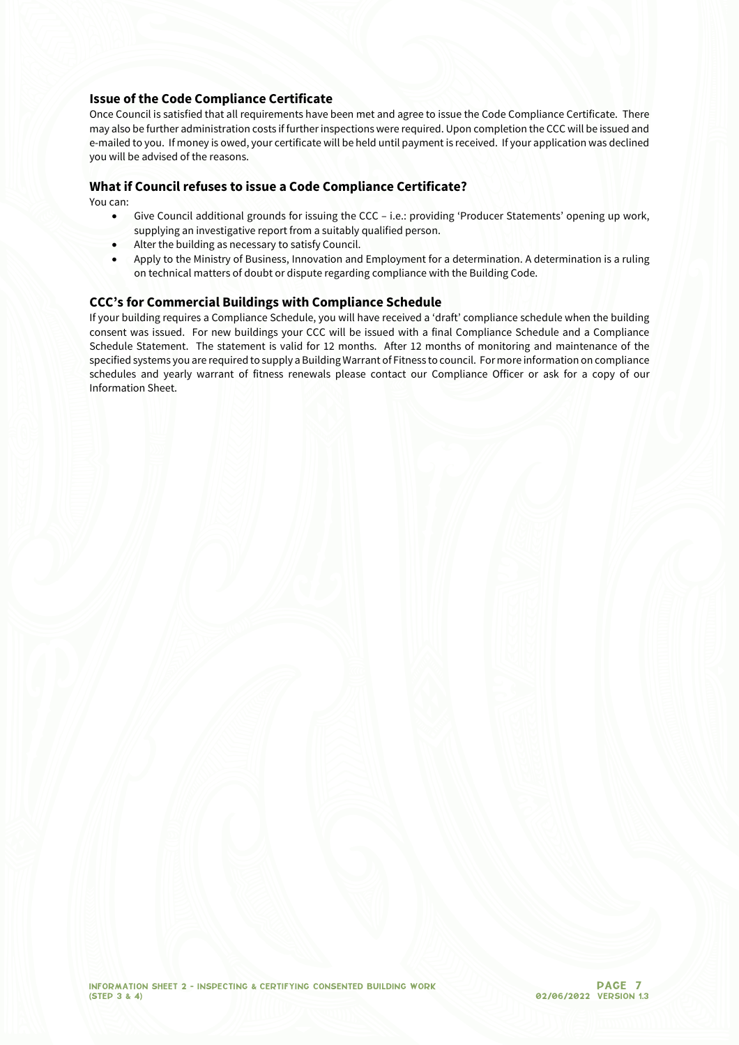### Issue of the Code Compliance Certificate

Once Council is satisfied that all requirements have been met and agree to issue the Code Compliance Certificate. There may also be further administration costs if further inspections were required. Upon completion the CCC will be issued and e-mailed to you. If money is owed, your certificate will be held until payment is received. If your application was declined you will be advised of the reasons.

### What if Council refuses to issue a Code Compliance Certificate?

You can:

- Give Council additional grounds for issuing the CCC – i.e.: providing 'Producer Statements' opening up work, supplying an investigative report from a suitably qualified person.
- Alter the building as necessary to satisfy Council.
- Apply to the Ministry of Business, Innovation and Employment for a determination. A determination is a ruling on technical matters of doubt or dispute regarding compliance with the Building Code.

### CCC's for Commercial Buildings with Compliance Schedule

If your building requires a Compliance Schedule, you will have received a 'draft' compliance schedule when the building consent was issued. For new buildings your CCC will be issued with a final Compliance Schedule and a Compliance Schedule Statement. The statement is valid for 12 months. After 12 months of monitoring and maintenance of the specified systems you are required to supply a Building Warrant of Fitness to council. For more information on compliance schedules and yearly warrant of fitness renewals please contact our Compliance Officer or ask for a copy of our Information Sheet.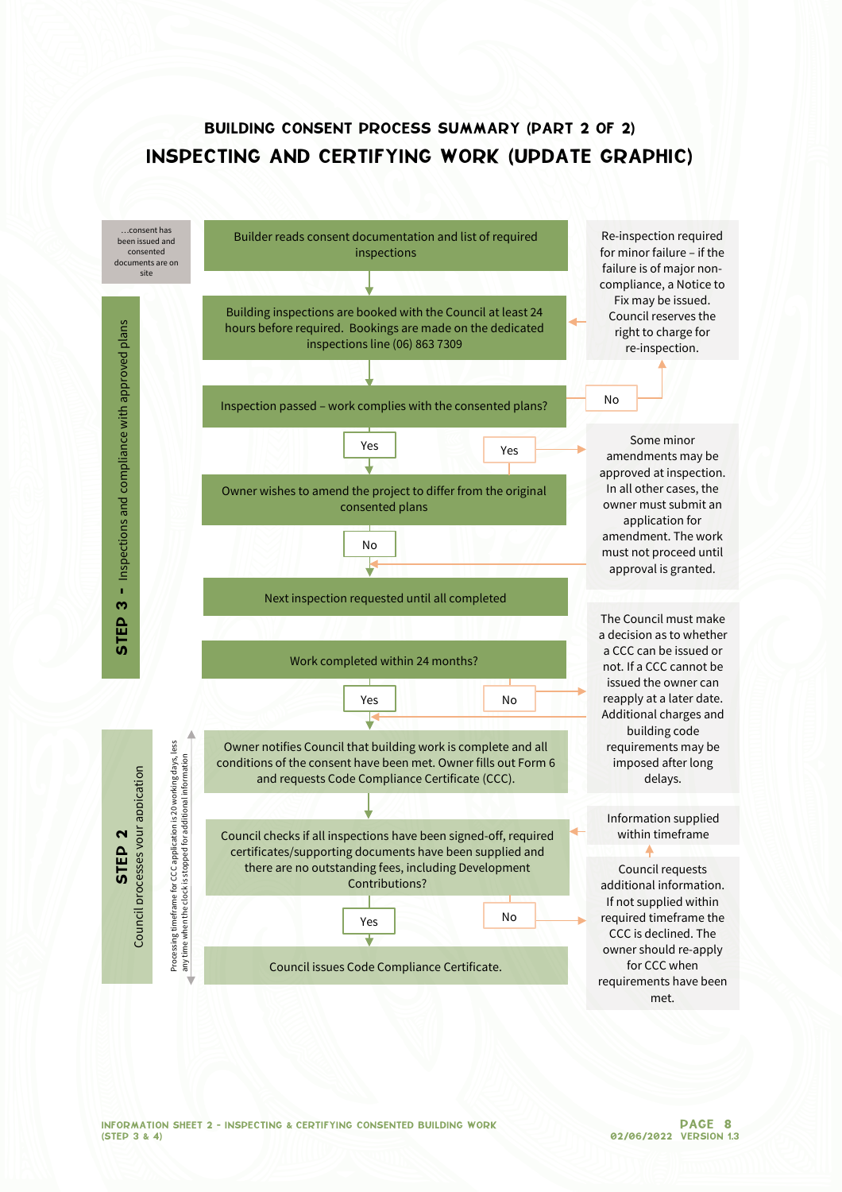## BUILDING CONSENT PROCESS SUMMARY (PART 2 OF 2)

# INSPECTING AND CERTIFYING WORK (UPDATE GRAPHIC)

…consent has been issued and consented documents are on site

**STEP 3 - Inspections and compliance with approved plans**

Builder reads consent documentation and list of required inspections

Building inspections are booked with the Council at least 24 hours before required. Bookings are made on the dedicated inspections line (06) 863 7309

Inspection passed – work complies with the consented plans?

No

Re-inspection required for minor failure – if the failure is of major non-compliance, a Notice to Fix may be issued. Council reserves the right to charge for re-inspection.

Yes

Owner wishes to amend the project to differ from the original consented plans

Yes

Some minor amendments may be approved at inspection. In all other cases, the owner must submit an application for amendment. The work must not proceed until approval is granted.

No

Next inspection requested until all completed

Work completed within 24 months?

No

The Council must make a decision as to whether a CCC can be issued or not. If a CCC cannot be issued the owner can reapply at a later date. Additional charges and building code requirements may be imposed after long delays.

Yes

**STEP 2 Council processes your application**

Processing timeframe for CCC application is 20 working days, less any time when the clock is stopped for additional information

Owner notifies Council that building work is complete and all conditions of the consent have been met. Owner fills out Form 6 and requests Code Compliance Certificate (CCC).

Council checks if all inspections have been signed-off, required certificates/supporting documents have been supplied and there are no outstanding fees, including Development Contributions?

No

Council requests additional information. If not supplied within required timeframe the CCC is declined. The owner should re-apply for CCC when requirements have been met.

Information supplied within timeframe

Yes

Council issues Code Compliance Certificate.

INFORMATION SHEET 2 - INSPECTING & CERTIFYING CONSENTED BUILDING WORK (STEP 3 & 4)

02/06/2022 VERSION 1.3